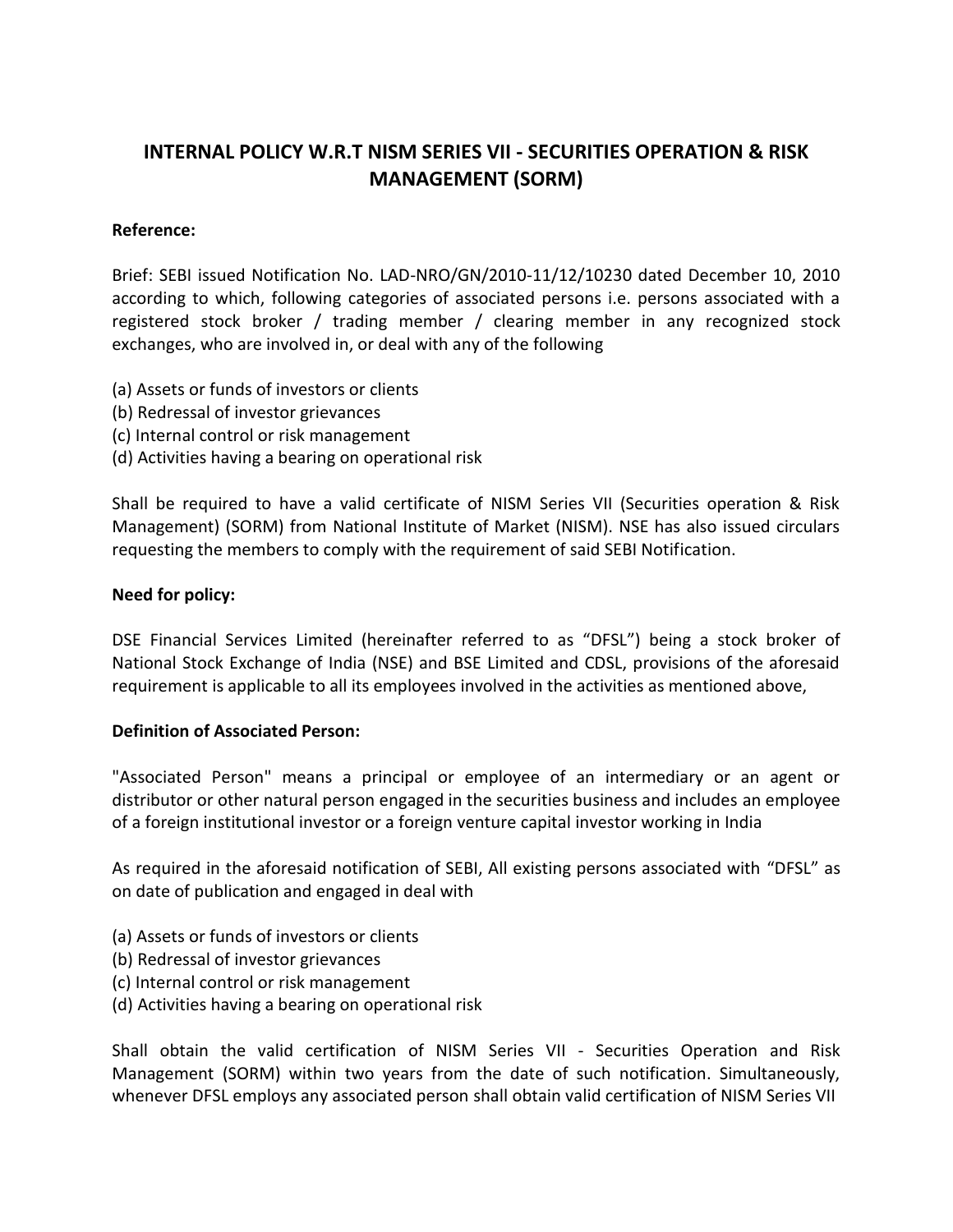# INTERNAL POLICY W.R.T NISM SERIES VII - SECURITIES OPERATION & RISK MANAGEMENT (SORM)

**Reference:**

Brief: SEBI issued Notification No. LAD-NRO/GN/2010-11/12/10230 dated December 10, 2010 according to which, following categories of associated persons i.e. persons associated with a registered stock broker / trading member / clearing member in any recognized stock exchanges, who are involved in, or deal with any of the following

(a) Assets or funds of investors or clients
(b) Redressal of investor grievances
(c) Internal control or risk management
(d) Activities having a bearing on operational risk

Shall be required to have a valid certificate of NISM Series VII (Securities operation & Risk Management) (SORM) from National Institute of Market (NISM). NSE has also issued circulars requesting the members to comply with the requirement of said SEBI Notification.

**Need for policy:**

DSE Financial Services Limited (hereinafter referred to as "DFSL") being a stock broker of National Stock Exchange of India (NSE) and BSE Limited and CDSL, provisions of the aforesaid requirement is applicable to all its employees involved in the activities as mentioned above,

**Definition of Associated Person:**

"Associated Person" means a principal or employee of an intermediary or an agent or distributor or other natural person engaged in the securities business and includes an employee of a foreign institutional investor or a foreign venture capital investor working in India

As required in the aforesaid notification of SEBI, All existing persons associated with "DFSL" as on date of publication and engaged in deal with

(a) Assets or funds of investors or clients
(b) Redressal of investor grievances
(c) Internal control or risk management
(d) Activities having a bearing on operational risk

Shall obtain the valid certification of NISM Series VII - Securities Operation and Risk Management (SORM) within two years from the date of such notification. Simultaneously, whenever DFSL employs any associated person shall obtain valid certification of NISM Series VII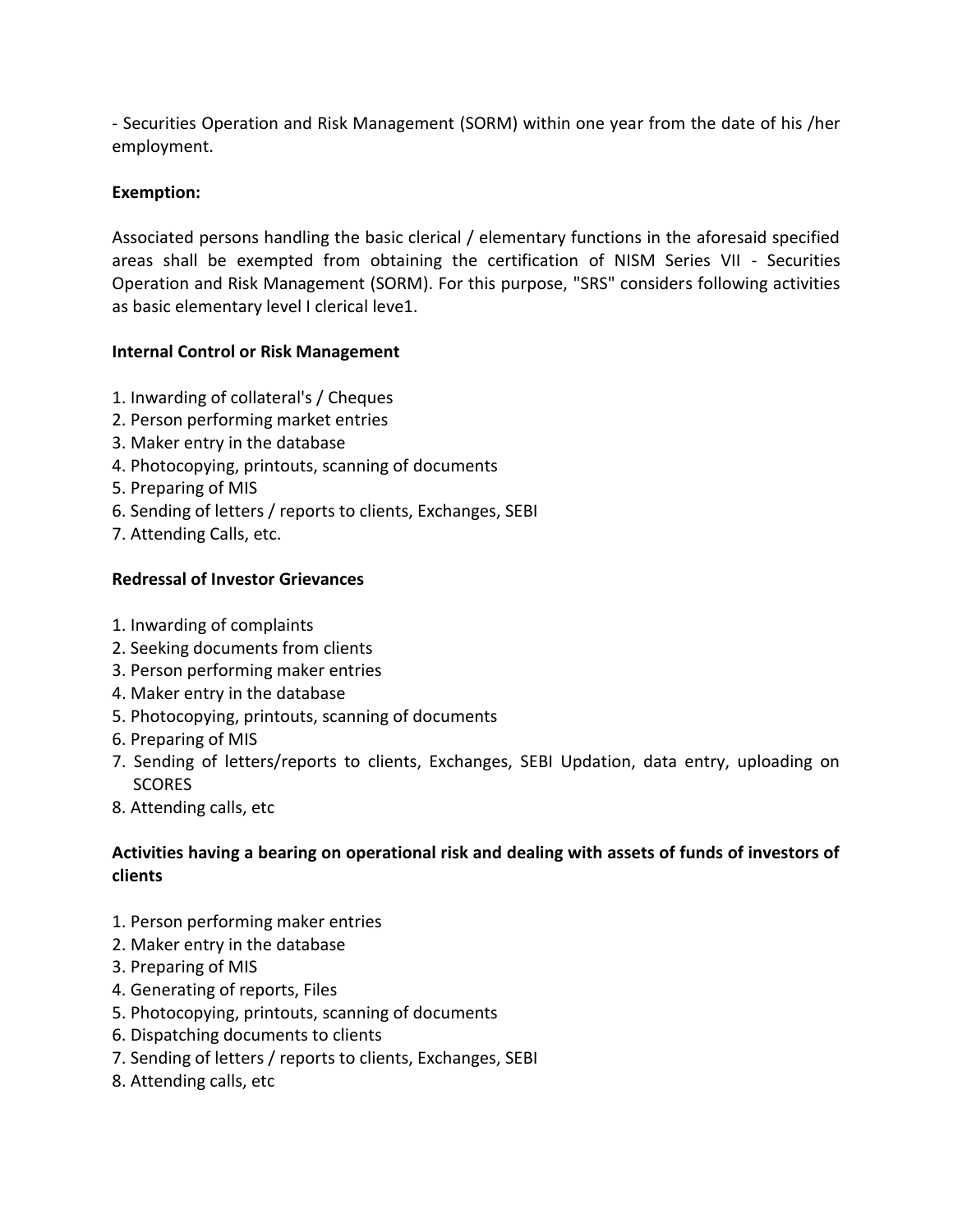- Securities Operation and Risk Management (SORM) within one year from the date of his /her employment.

**Exemption:**

Associated persons handling the basic clerical / elementary functions in the aforesaid specified areas shall be exempted from obtaining the certification of NISM Series VII - Securities Operation and Risk Management (SORM). For this purpose, "SRS" considers following activities as basic elementary level I clerical leve1.

**Internal Control or Risk Management**

1. Inwarding of collateral's / Cheques
2. Person performing market entries
3. Maker entry in the database
4. Photocopying, printouts, scanning of documents
5. Preparing of MIS
6. Sending of letters / reports to clients, Exchanges, SEBI
7. Attending Calls, etc.

**Redressal of Investor Grievances**

1. Inwarding of complaints
2. Seeking documents from clients
3. Person performing maker entries
4. Maker entry in the database
5. Photocopying, printouts, scanning of documents
6. Preparing of MIS
7. Sending of letters/reports to clients, Exchanges, SEBI Updation, data entry, uploading on SCORES
8. Attending calls, etc

**Activities having a bearing on operational risk and dealing with assets of funds of investors of clients**

1. Person performing maker entries
2. Maker entry in the database
3. Preparing of MIS
4. Generating of reports, Files
5. Photocopying, printouts, scanning of documents
6. Dispatching documents to clients
7. Sending of letters / reports to clients, Exchanges, SEBI
8. Attending calls, etc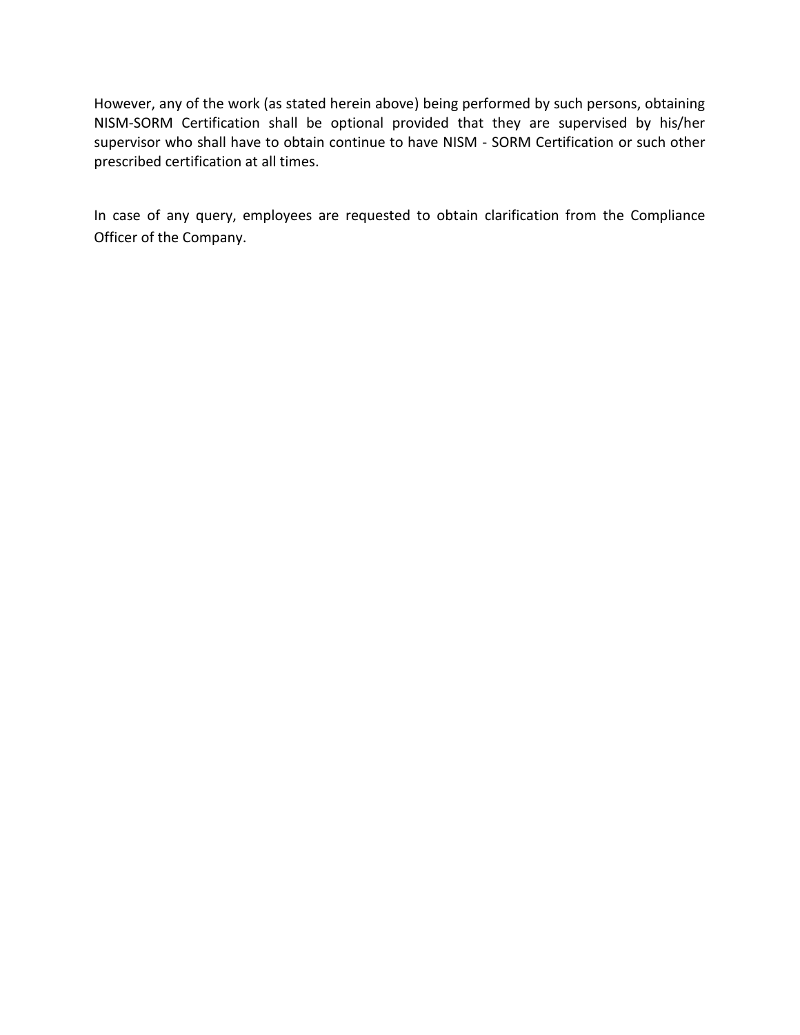However, any of the work (as stated herein above) being performed by such persons, obtaining NISM-SORM Certification shall be optional provided that they are supervised by his/her supervisor who shall have to obtain continue to have NISM - SORM Certification or such other prescribed certification at all times.

In case of any query, employees are requested to obtain clarification from the Compliance Officer of the Company.